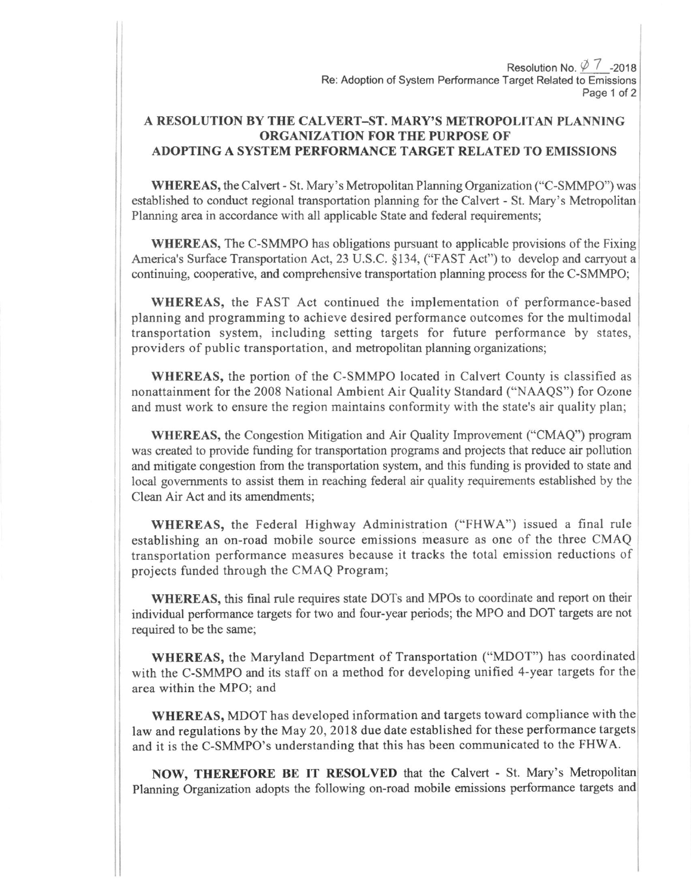Resolution No. Ø7-2018
Re: Adoption of System Performance Target Related to Emissions

# A RESOLUTION BY THE CALVERT–ST. MARY'S METROPOLITAN PLANNING ORGANIZATION FOR THE PURPOSE OF ADOPTING A SYSTEM PERFORMANCE TARGET RELATED TO EMISSIONS

**WHEREAS,** the Calvert - St. Mary's Metropolitan Planning Organization ("C-SMMPO") was established to conduct regional transportation planning for the Calvert - St. Mary's Metropolitan Planning area in accordance with all applicable State and federal requirements;

**WHEREAS,** The C-SMMPO has obligations pursuant to applicable provisions of the Fixing America's Surface Transportation Act, 23 U.S.C. §134, ("FAST Act") to develop and carryout a continuing, cooperative, and comprehensive transportation planning process for the C-SMMPO;

**WHEREAS,** the FAST Act continued the implementation of performance-based planning and programming to achieve desired performance outcomes for the multimodal transportation system, including setting targets for future performance by states, providers of public transportation, and metropolitan planning organizations;

**WHEREAS,** the portion of the C-SMMPO located in Calvert County is classified as nonattainment for the 2008 National Ambient Air Quality Standard ("NAAQS") for Ozone and must work to ensure the region maintains conformity with the state's air quality plan;

**WHEREAS,** the Congestion Mitigation and Air Quality Improvement ("CMAQ") program was created to provide funding for transportation programs and projects that reduce air pollution and mitigate congestion from the transportation system, and this funding is provided to state and local governments to assist them in reaching federal air quality requirements established by the Clean Air Act and its amendments;

**WHEREAS,** the Federal Highway Administration ("FHWA") issued a final rule establishing an on-road mobile source emissions measure as one of the three CMAQ transportation performance measures because it tracks the total emission reductions of projects funded through the CMAQ Program;

**WHEREAS,** this final rule requires state DOTs and MPOs to coordinate and report on their individual performance targets for two and four-year periods; the MPO and DOT targets are not required to be the same;

**WHEREAS,** the Maryland Department of Transportation ("MDOT") has coordinated with the C-SMMPO and its staff on a method for developing unified 4-year targets for the area within the MPO; and

**WHEREAS,** MDOT has developed information and targets toward compliance with the law and regulations by the May 20, 2018 due date established for these performance targets and it is the C-SMMPO's understanding that this has been communicated to the FHWA.

**NOW, THEREFORE BE IT RESOLVED** that the Calvert - St. Mary's Metropolitan Planning Organization adopts the following on-road mobile emissions performance targets and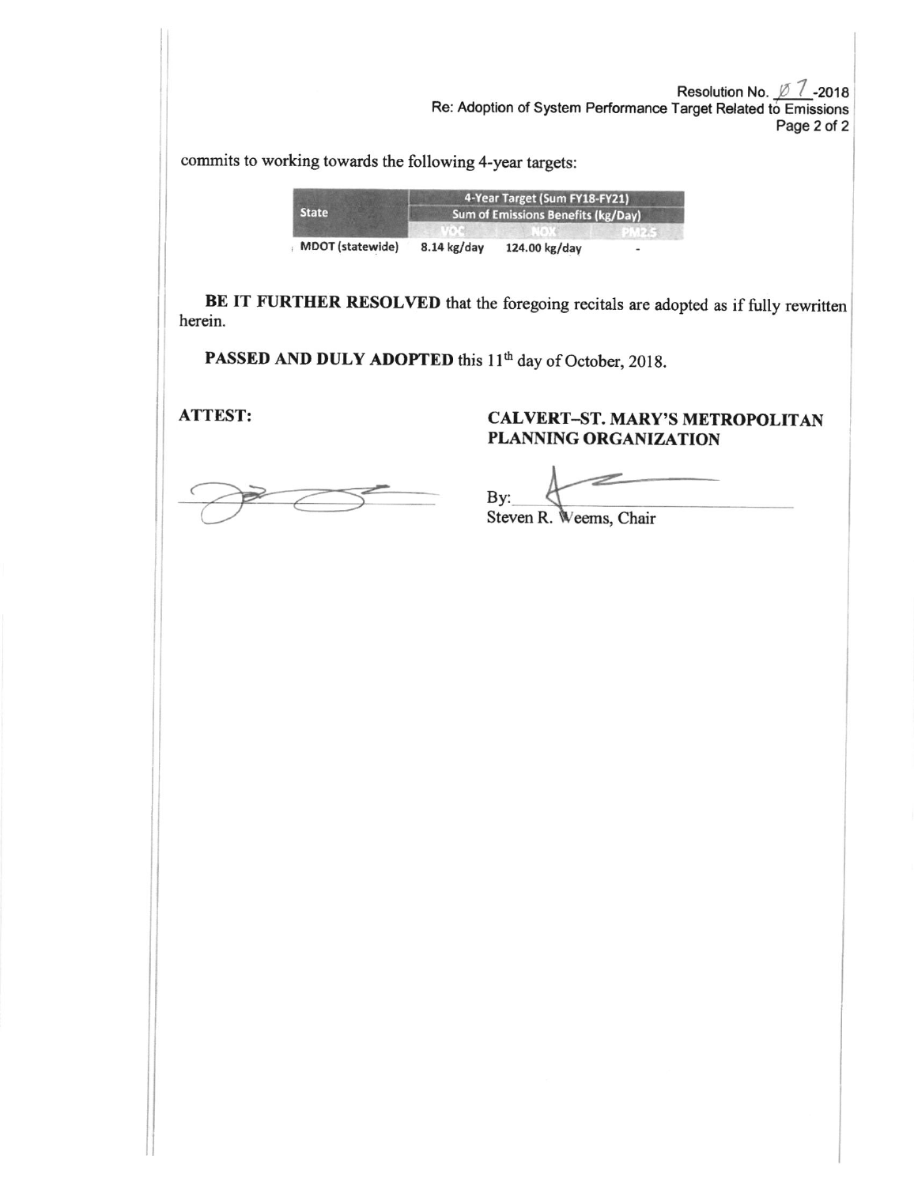commits to working towards the following 4-year targets:

| State | 4-Year Target (Sum FY18-FY21) Sum of Emissions Benefits (kg/Day) | | |
|---|---|---|---|
| | VOC | NOX | PM2.5 |
| MDOT (statewide) | 8.14 kg/day | 124.00 kg/day | - |

**BE IT FURTHER RESOLVED** that the foregoing recitals are adopted as if fully rewritten herein.

**PASSED AND DULY ADOPTED** this 11th day of October, 2018.

**ATTEST:**

**CALVERT–ST. MARY'S METROPOLITAN PLANNING ORGANIZATION**

By:
Steven R. Weems, Chair